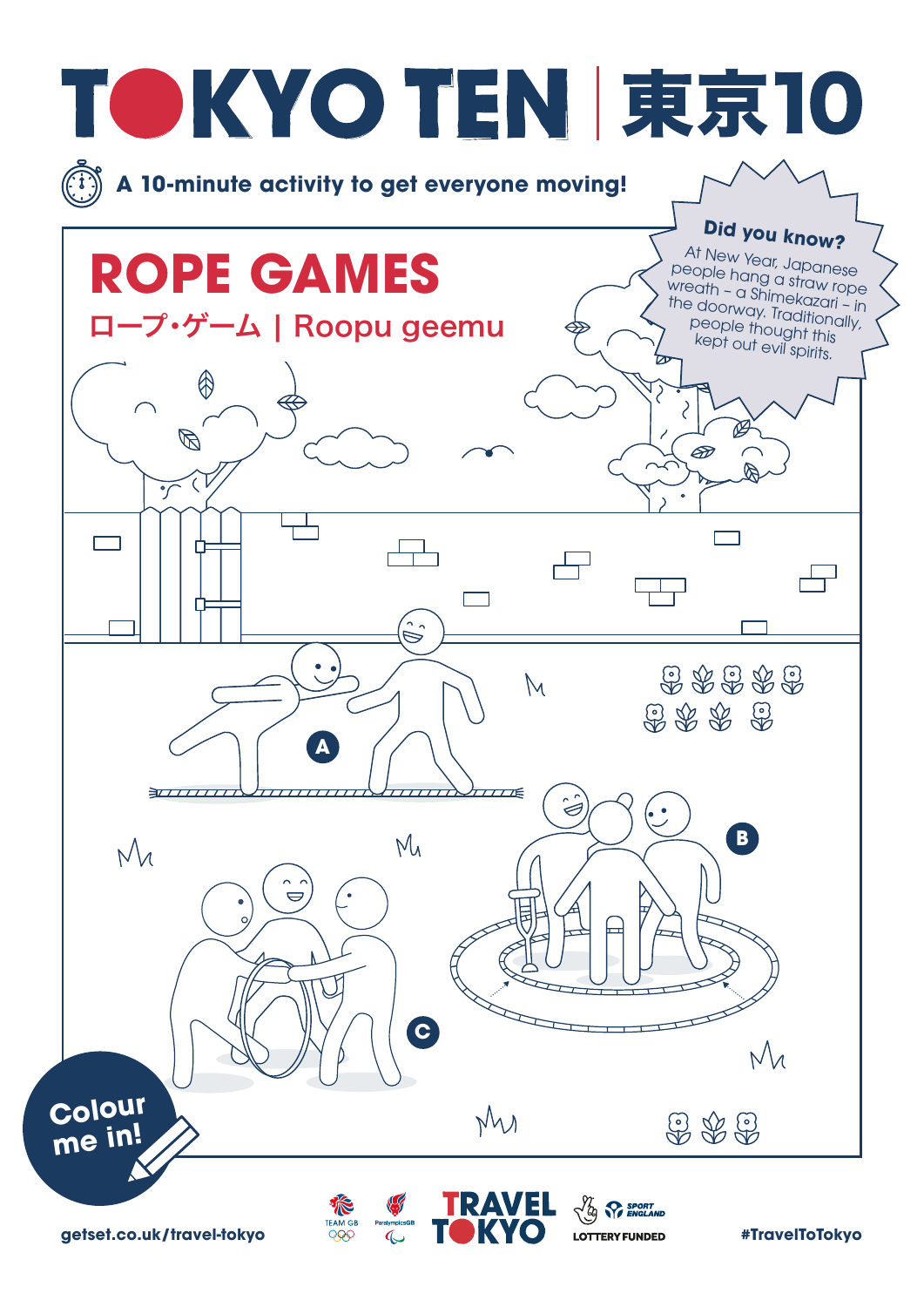# TOKYO TEN | 東京10

A 10-minute activity to get everyone moving!

## ROPE GAMES

ロープ・ゲーム | Roopu geemu

**Did you know?**

At New Year, Japanese people hang a straw rope wreath – a Shimekazari – in the doorway. Traditionally, people thought this kept out evil spirits.

A

B

C

Colour me in!

getset.co.uk/travel-tokyo

TEAM GB ParalympicsGB TRAVEL TOKYO SPORT ENGLAND LOTTERY FUNDED

#TravelToTokyo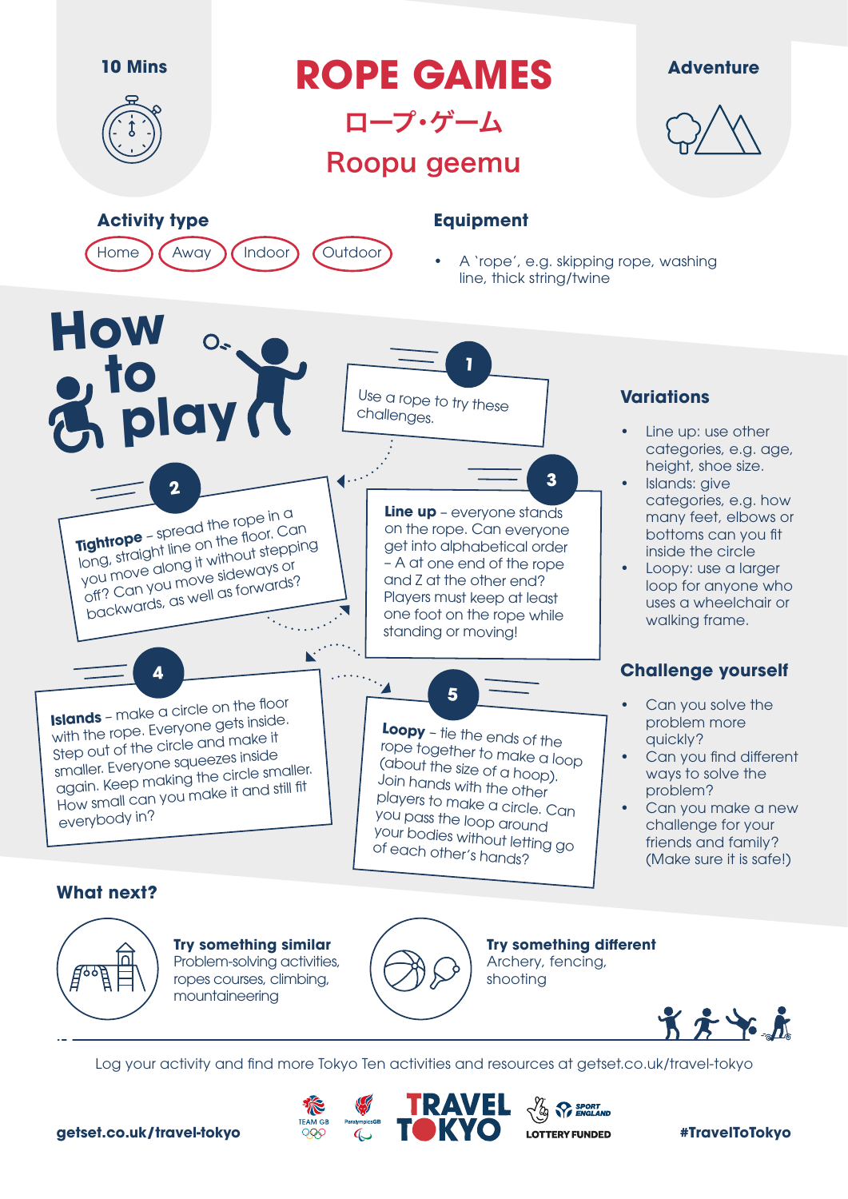10 Mins

# ROPE GAMES

## ロープ・ゲーム

## Roopu geemu

Adventure

### Activity type

Home | Away | Indoor | Outdoor

### Equipment

- A 'rope', e.g. skipping rope, washing line, thick string/twine

## How to play

**1** Use a rope to try these challenges.

**2** **Tightrope** – spread the rope in a long, straight line on the floor. Can you move along it without stepping off? Can you move sideways or backwards, as well as forwards?

**3** **Line up** – everyone stands on the rope. Can everyone get into alphabetical order – A at one end of the rope and Z at the other end? Players must keep at least one foot on the rope while standing or moving!

**4** **Islands** – make a circle on the floor with the rope. Everyone gets inside. Step out of the circle and make it smaller. Everyone squeezes inside again. Keep making the circle smaller. How small can you make it and still fit everybody in?

**5** **Loopy** – tie the ends of the rope together to make a loop (about the size of a hoop). Join hands with the other players to make a circle. Can you pass the loop around your bodies without letting go of each other's hands?

### Variations

- Line up: use other categories, e.g. age, height, shoe size.
- Islands: give categories, e.g. how many feet, elbows or bottoms can you fit inside the circle
- Loopy: use a larger loop for anyone who uses a wheelchair or walking frame.

### Challenge yourself

- Can you solve the problem more quickly?
- Can you find different ways to solve the problem?
- Can you make a new challenge for your friends and family? (Make sure it is safe!)

### What next?

**Try something similar**
Problem-solving activities, ropes courses, climbing, mountaineering

**Try something different**
Archery, fencing, shooting

Log your activity and find more Tokyo Ten activities and resources at getset.co.uk/travel-tokyo

**getset.co.uk/travel-tokyo**

TEAM GB | ParalympicsGB | TRAVEL TOKYO | SPORT ENGLAND | LOTTERY FUNDED

**#TravelToTokyo**